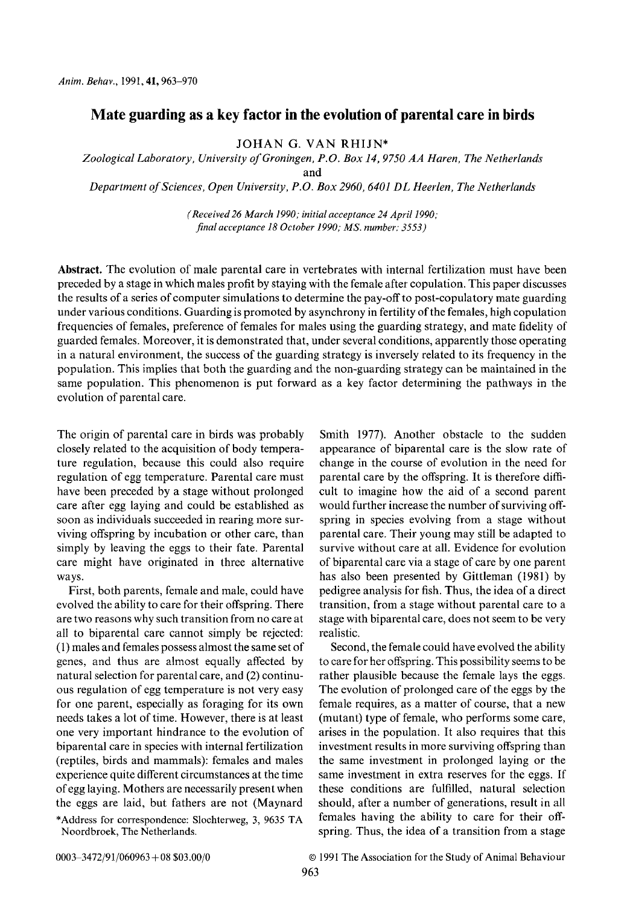# Mate guarding as a key factor in the evolution of parental care in birds

JOHAN G. VAN RHIJN*

*Zoological Laboratory, University of Groningen, P.O. Box 14, 9750 AA Haren, The Netherlands*
and
*Department of Sciences, Open University, P.O. Box 2960, 6401 DL Heerlen, The Netherlands*

*(Received 26 March 1990; initial acceptance 24 April 1990; final acceptance 18 October 1990; MS. number: 3553)*

**Abstract.** The evolution of male parental care in vertebrates with internal fertilization must have been preceded by a stage in which males profit by staying with the female after copulation. This paper discusses the results of a series of computer simulations to determine the pay-off to post-copulatory mate guarding under various conditions. Guarding is promoted by asynchrony in fertility of the females, high copulation frequencies of females, preference of females for males using the guarding strategy, and mate fidelity of guarded females. Moreover, it is demonstrated that, under several conditions, apparently those operating in a natural environment, the success of the guarding strategy is inversely related to its frequency in the population. This implies that both the guarding and the non-guarding strategy can be maintained in the same population. This phenomenon is put forward as a key factor determining the pathways in the evolution of parental care.

The origin of parental care in birds was probably closely related to the acquisition of body temperature regulation, because this could also require regulation of egg temperature. Parental care must have been preceded by a stage without prolonged care after egg laying and could be established as soon as individuals succeeded in rearing more surviving offspring by incubation or other care, than simply by leaving the eggs to their fate. Parental care might have originated in three alternative ways.

First, both parents, female and male, could have evolved the ability to care for their offspring. There are two reasons why such transition from no care at all to biparental care cannot simply be rejected: (1) males and females possess almost the same set of genes, and thus are almost equally affected by natural selection for parental care, and (2) continuous regulation of egg temperature is not very easy for one parent, especially as foraging for its own needs takes a lot of time. However, there is at least one very important hindrance to the evolution of biparental care in species with internal fertilization (reptiles, birds and mammals): females and males experience quite different circumstances at the time of egg laying. Mothers are necessarily present when the eggs are laid, but fathers are not (Maynard Smith 1977). Another obstacle to the sudden appearance of biparental care is the slow rate of change in the course of evolution in the need for parental care by the offspring. It is therefore difficult to imagine how the aid of a second parent would further increase the number of surviving offspring in species evolving from a stage without parental care. Their young may still be adapted to survive without care at all. Evidence for evolution of biparental care via a stage of care by one parent has also been presented by Gittleman (1981) by pedigree analysis for fish. Thus, the idea of a direct transition, from a stage without parental care to a stage with biparental care, does not seem to be very realistic.

Second, the female could have evolved the ability to care for her offspring. This possibility seems to be rather plausible because the female lays the eggs. The evolution of prolonged care of the eggs by the female requires, as a matter of course, that a new (mutant) type of female, who performs some care, arises in the population. It also requires that this investment results in more surviving offspring than the same investment in prolonged laying or the same investment in extra reserves for the eggs. If these conditions are fulfilled, natural selection should, after a number of generations, result in all females having the ability to care for their offspring. Thus, the idea of a transition from a stage

*Address for correspondence: Slochterweg, 3, 9635 TA Noordbroek, The Netherlands.

0003-3472/91/060963+08 $03.00/0 © 1991 The Association for the Study of Animal Behaviour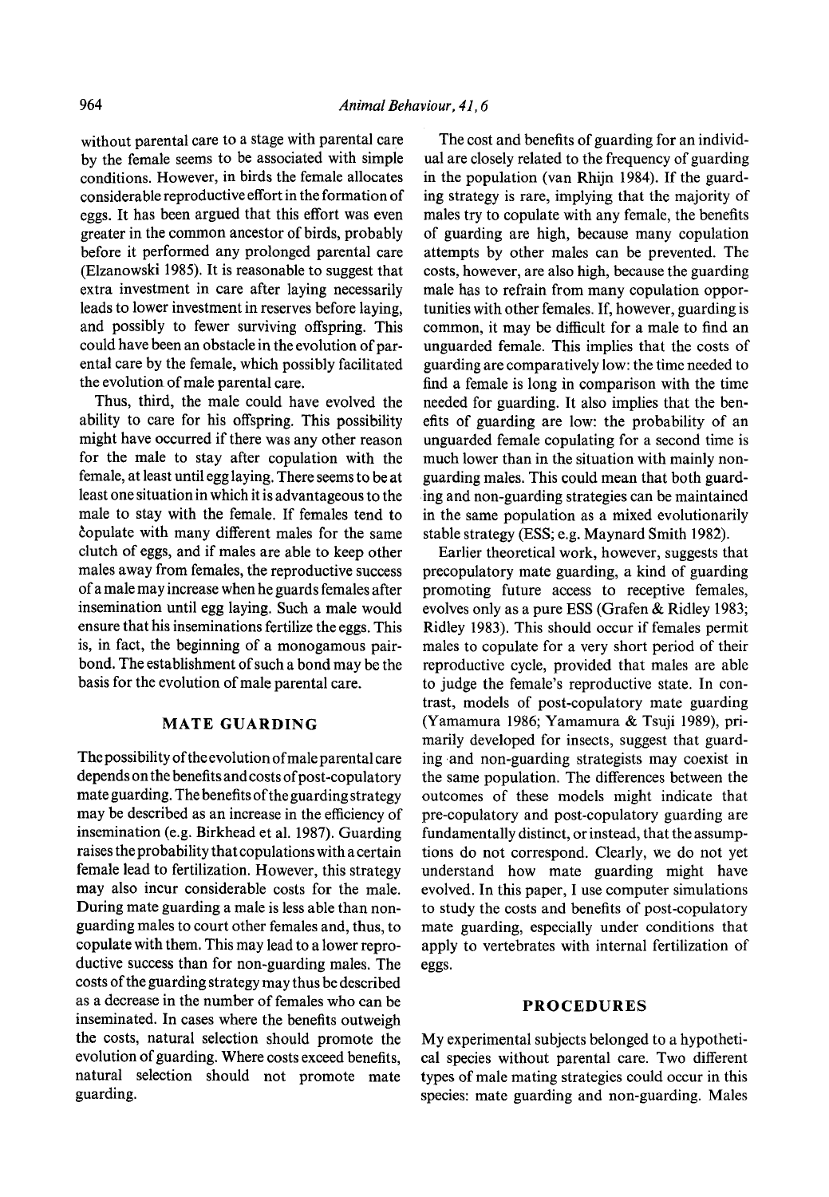without parental care to a stage with parental care by the female seems to be associated with simple conditions. However, in birds the female allocates considerable reproductive effort in the formation of eggs. It has been argued that this effort was even greater in the common ancestor of birds, probably before it performed any prolonged parental care (Elzanowski 1985). It is reasonable to suggest that extra investment in care after laying necessarily leads to lower investment in reserves before laying, and possibly to fewer surviving offspring. This could have been an obstacle in the evolution of parental care by the female, which possibly facilitated the evolution of male parental care.

Thus, third, the male could have evolved the ability to care for his offspring. This possibility might have occurred if there was any other reason for the male to stay after copulation with the female, at least until egg laying. There seems to be at least one situation in which it is advantageous to the male to stay with the female. If females tend to copulate with many different males for the same clutch of eggs, and if males are able to keep other males away from females, the reproductive success of a male may increase when he guards females after insemination until egg laying. Such a male would ensure that his inseminations fertilize the eggs. This is, in fact, the beginning of a monogamous pair-bond. The establishment of such a bond may be the basis for the evolution of male parental care.

## MATE GUARDING

The possibility of the evolution of male parental care depends on the benefits and costs of post-copulatory mate guarding. The benefits of the guarding strategy may be described as an increase in the efficiency of insemination (e.g. Birkhead et al. 1987). Guarding raises the probability that copulations with a certain female lead to fertilization. However, this strategy may also incur considerable costs for the male. During mate guarding a male is less able than non-guarding males to court other females and, thus, to copulate with them. This may lead to a lower reproductive success than for non-guarding males. The costs of the guarding strategy may thus be described as a decrease in the number of females who can be inseminated. In cases where the benefits outweigh the costs, natural selection should promote the evolution of guarding. Where costs exceed benefits, natural selection should not promote mate guarding.

The cost and benefits of guarding for an individual are closely related to the frequency of guarding in the population (van Rhijn 1984). If the guarding strategy is rare, implying that the majority of males try to copulate with any female, the benefits of guarding are high, because many copulation attempts by other males can be prevented. The costs, however, are also high, because the guarding male has to refrain from many copulation opportunities with other females. If, however, guarding is common, it may be difficult for a male to find an unguarded female. This implies that the costs of guarding are comparatively low: the time needed to find a female is long in comparison with the time needed for guarding. It also implies that the benefits of guarding are low: the probability of an unguarded female copulating for a second time is much lower than in the situation with mainly non-guarding males. This could mean that both guarding and non-guarding strategies can be maintained in the same population as a mixed evolutionarily stable strategy (ESS; e.g. Maynard Smith 1982).

Earlier theoretical work, however, suggests that precopulatory mate guarding, a kind of guarding promoting future access to receptive females, evolves only as a pure ESS (Grafen & Ridley 1983; Ridley 1983). This should occur if females permit males to copulate for a very short period of their reproductive cycle, provided that males are able to judge the female's reproductive state. In contrast, models of post-copulatory mate guarding (Yamamura 1986; Yamamura & Tsuji 1989), primarily developed for insects, suggest that guarding and non-guarding strategists may coexist in the same population. The differences between the outcomes of these models might indicate that pre-copulatory and post-copulatory guarding are fundamentally distinct, or instead, that the assumptions do not correspond. Clearly, we do not yet understand how mate guarding might have evolved. In this paper, I use computer simulations to study the costs and benefits of post-copulatory mate guarding, especially under conditions that apply to vertebrates with internal fertilization of eggs.

## PROCEDURES

My experimental subjects belonged to a hypothetical species without parental care. Two different types of male mating strategies could occur in this species: mate guarding and non-guarding. Males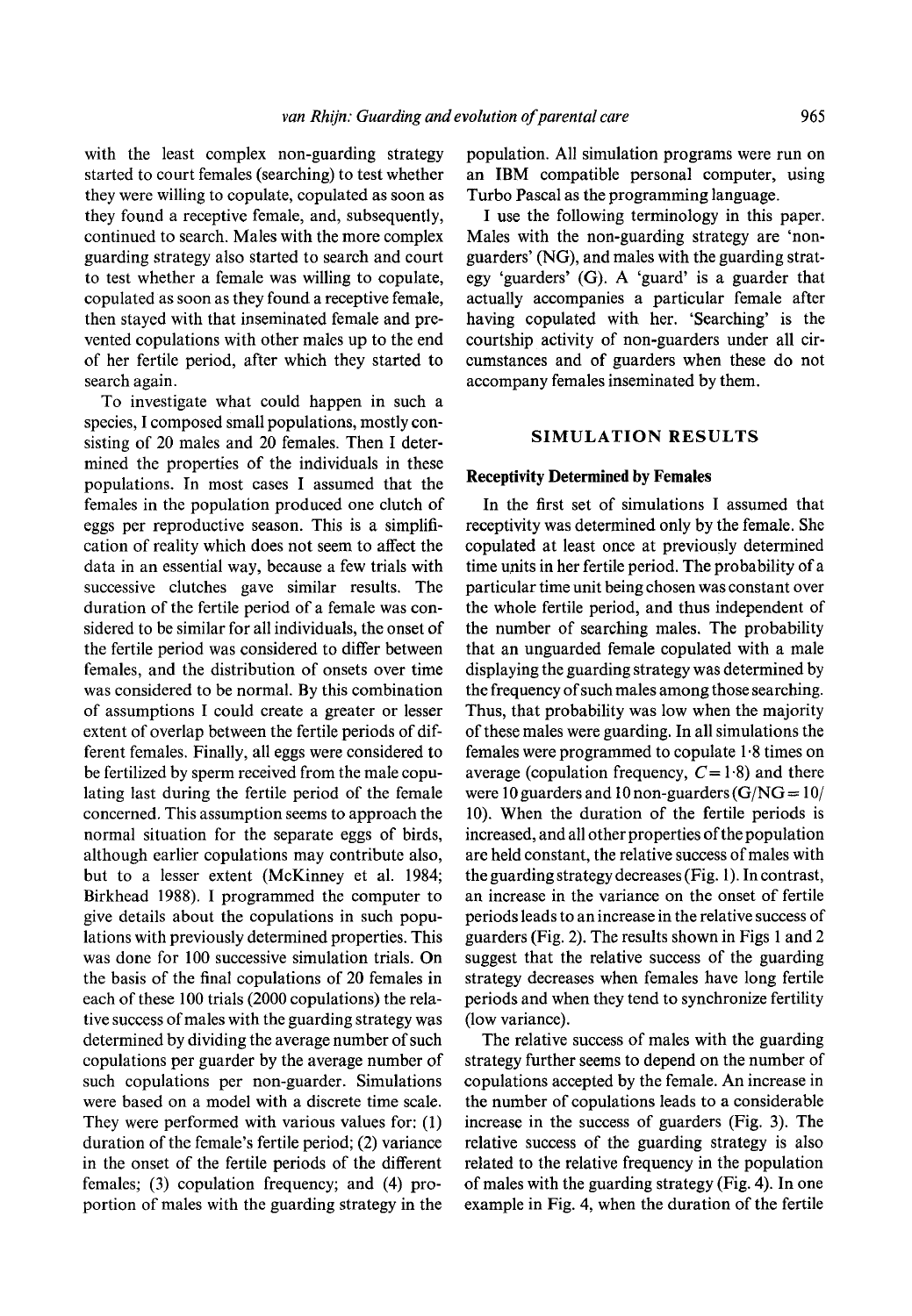with the least complex non-guarding strategy started to court females (searching) to test whether they were willing to copulate, copulated as soon as they found a receptive female, and, subsequently, continued to search. Males with the more complex guarding strategy also started to search and court to test whether a female was willing to copulate, copulated as soon as they found a receptive female, then stayed with that inseminated female and prevented copulations with other males up to the end of her fertile period, after which they started to search again.

To investigate what could happen in such a species, I composed small populations, mostly consisting of 20 males and 20 females. Then I determined the properties of the individuals in these populations. In most cases I assumed that the females in the population produced one clutch of eggs per reproductive season. This is a simplification of reality which does not seem to affect the data in an essential way, because a few trials with successive clutches gave similar results. The duration of the fertile period of a female was considered to be similar for all individuals, the onset of the fertile period was considered to differ between females, and the distribution of onsets over time was considered to be normal. By this combination of assumptions I could create a greater or lesser extent of overlap between the fertile periods of different females. Finally, all eggs were considered to be fertilized by sperm received from the male copulating last during the fertile period of the female concerned. This assumption seems to approach the normal situation for the separate eggs of birds, although earlier copulations may contribute also, but to a lesser extent (McKinney et al. 1984; Birkhead 1988). I programmed the computer to give details about the copulations in such populations with previously determined properties. This was done for 100 successive simulation trials. On the basis of the final copulations of 20 females in each of these 100 trials (2000 copulations) the relative success of males with the guarding strategy was determined by dividing the average number of such copulations per guarder by the average number of such copulations per non-guarder. Simulations were based on a model with a discrete time scale. They were performed with various values for: (1) duration of the female's fertile period; (2) variance in the onset of the fertile periods of the different females; (3) copulation frequency; and (4) proportion of males with the guarding strategy in the population. All simulation programs were run on an IBM compatible personal computer, using Turbo Pascal as the programming language.

I use the following terminology in this paper. Males with the non-guarding strategy are 'non-guarders' (NG), and males with the guarding strategy 'guarders' (G). A 'guard' is a guarder that actually accompanies a particular female after having copulated with her. 'Searching' is the courtship activity of non-guarders under all circumstances and of guarders when these do not accompany females inseminated by them.

## SIMULATION RESULTS

### Receptivity Determined by Females

In the first set of simulations I assumed that receptivity was determined only by the female. She copulated at least once at previously determined time units in her fertile period. The probability of a particular time unit being chosen was constant over the whole fertile period, and thus independent of the number of searching males. The probability that an unguarded female copulated with a male displaying the guarding strategy was determined by the frequency of such males among those searching. Thus, that probability was low when the majority of these males were guarding. In all simulations the females were programmed to copulate 1·8 times on average (copulation frequency, $C = 1{\cdot}8$) and there were 10 guarders and 10 non-guarders ($G/NG = 10/10$). When the duration of the fertile periods is increased, and all other properties of the population are held constant, the relative success of males with the guarding strategy decreases (Fig. 1). In contrast, an increase in the variance on the onset of fertile periods leads to an increase in the relative success of guarders (Fig. 2). The results shown in Figs 1 and 2 suggest that the relative success of the guarding strategy decreases when females have long fertile periods and when they tend to synchronize fertility (low variance).

The relative success of males with the guarding strategy further seems to depend on the number of copulations accepted by the female. An increase in the number of copulations leads to a considerable increase in the success of guarders (Fig. 3). The relative success of the guarding strategy is also related to the relative frequency in the population of males with the guarding strategy (Fig. 4). In one example in Fig. 4, when the duration of the fertile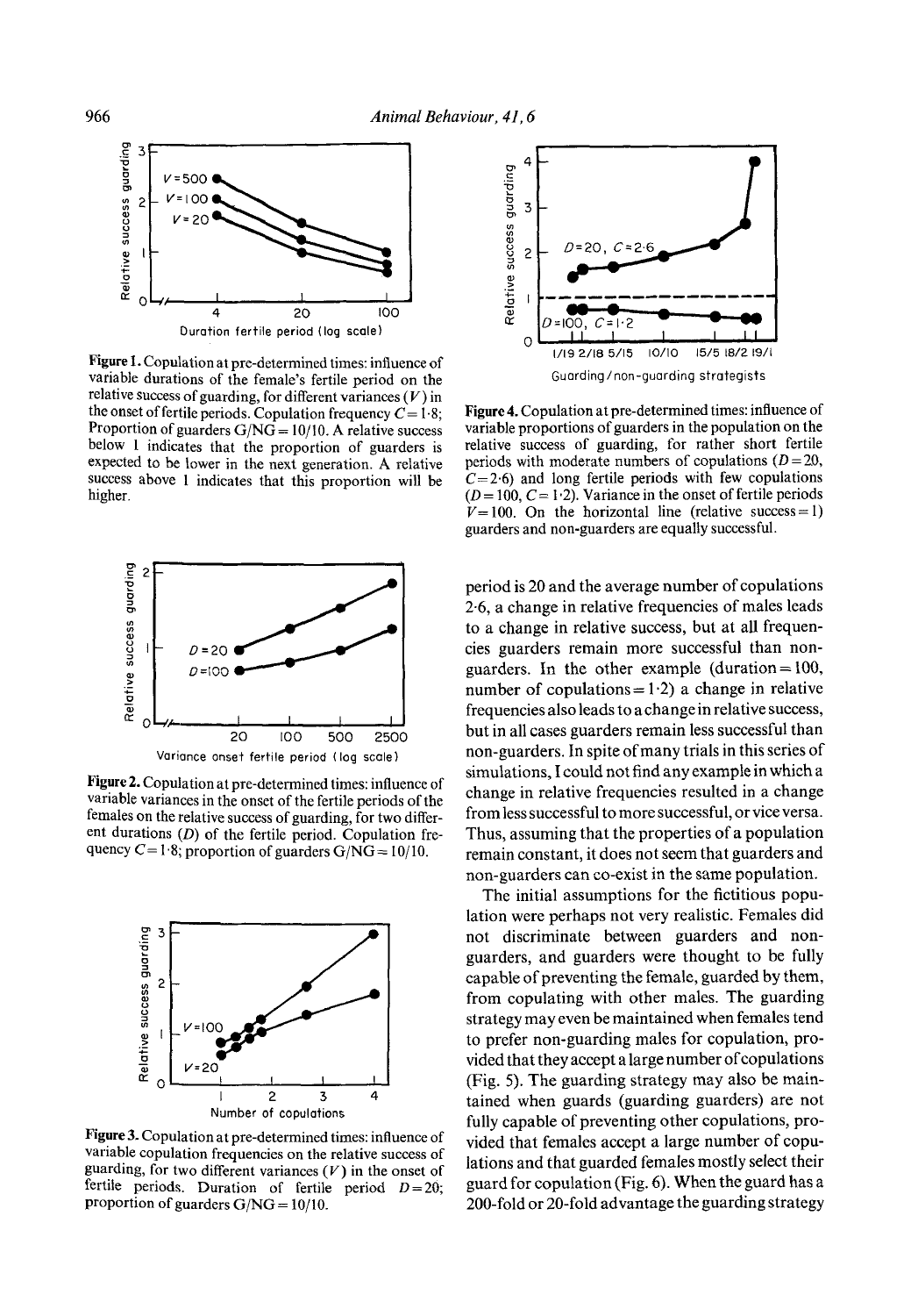Figure 1. Copulation at pre-determined times: influence of variable durations of the female's fertile period on the relative success of guarding, for different variances ($V$) in the onset of fertile periods. Copulation frequency $C = 1{\cdot}8$; Proportion of guarders G/NG = 10/10. A relative success below 1 indicates that the proportion of guarders is expected to be lower in the next generation. A relative success above 1 indicates that this proportion will be higher.

Figure 2. Copulation at pre-determined times: influence of variable variances in the onset of the fertile periods of the females on the relative success of guarding, for two different durations ($D$) of the fertile period. Copulation frequency $C = 1{\cdot}8$; proportion of guarders G/NG = 10/10.

Figure 3. Copulation at pre-determined times: influence of variable copulation frequencies on the relative success of guarding, for two different variances ($V$) in the onset of fertile periods. Duration of fertile period $D = 20$; proportion of guarders G/NG = 10/10.

Figure 4. Copulation at pre-determined times: influence of variable proportions of guarders in the population on the relative success of guarding, for rather short fertile periods with moderate numbers of copulations ($D = 20$, $C = 2{\cdot}6$) and long fertile periods with few copulations ($D = 100$, $C = 1{\cdot}2$). Variance in the onset of fertile periods $V = 100$. On the horizontal line (relative success = 1) guarders and non-guarders are equally successful.

period is 20 and the average number of copulations 2·6, a change in relative frequencies of males leads to a change in relative success, but at all frequencies guarders remain more successful than non-guarders. In the other example (duration = 100, number of copulations = 1·2) a change in relative frequencies also leads to a change in relative success, but in all cases guarders remain less successful than non-guarders. In spite of many trials in this series of simulations, I could not find any example in which a change in relative frequencies resulted in a change from less successful to more successful, or vice versa. Thus, assuming that the properties of a population remain constant, it does not seem that guarders and non-guarders can co-exist in the same population.

The initial assumptions for the fictitious population were perhaps not very realistic. Females did not discriminate between guarders and non-guarders, and guarders were thought to be fully capable of preventing the female, guarded by them, from copulating with other males. The guarding strategy may even be maintained when females tend to prefer non-guarding males for copulation, provided that they accept a large number of copulations (Fig. 5). The guarding strategy may also be maintained when guards (guarding guarders) are not fully capable of preventing other copulations, provided that females accept a large number of copulations and that guarded females mostly select their guard for copulation (Fig. 6). When the guard has a 200-fold or 20-fold advantage the guarding strategy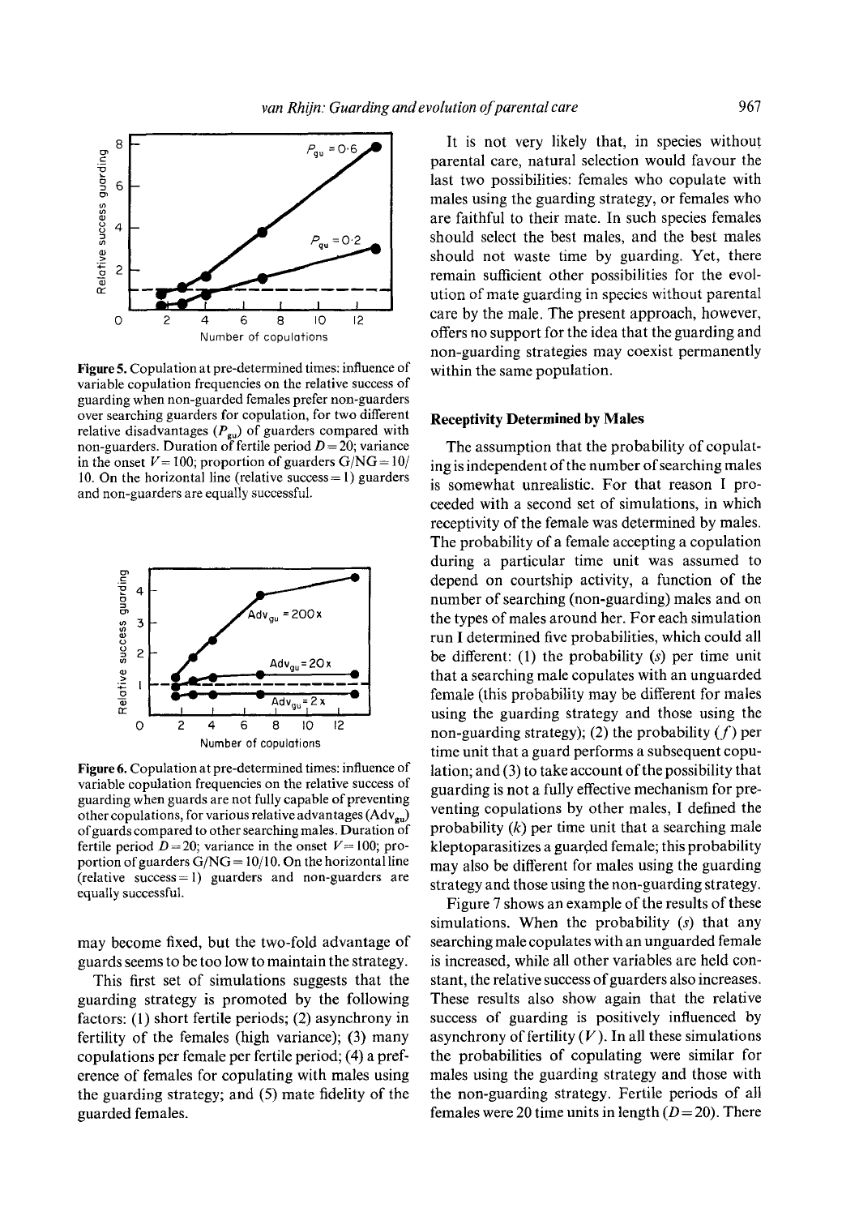Relative success guarding

8

6

4

2

0

$P_{gu}$ = 0·6

$P_{gu}$ = 0·2

2 4 6 8 10 12

Number of copulations

**Figure 5.** Copulation at pre-determined times: influence of variable copulation frequencies on the relative success of guarding when non-guarded females prefer non-guarders over searching guarders for copulation, for two different relative disadvantages ($P_{gu}$) of guarders compared with non-guarders. Duration of fertile period $D = 20$; variance in the onset $V = 100$; proportion of guarders G/NG = 10/10. On the horizontal line (relative success = 1) guarders and non-guarders are equally successful.

Relative success guarding

4

3

2

1

0

$Adv_{gu}$ = 200 x

$Adv_{gu}$ = 20 x

$Adv_{gu}$ = 2 x

2 4 6 8 10 12

Number of copulations

**Figure 6.** Copulation at pre-determined times: influence of variable copulation frequencies on the relative success of guarding when guards are not fully capable of preventing other copulations, for various relative advantages ($Adv_{gu}$) of guards compared to other searching males. Duration of fertile period $D = 20$; variance in the onset $V = 100$; proportion of guarders G/NG = 10/10. On the horizontal line (relative success = 1) guarders and non-guarders are equally successful.

may become fixed, but the two-fold advantage of guards seems to be too low to maintain the strategy.

This first set of simulations suggests that the guarding strategy is promoted by the following factors: (1) short fertile periods; (2) asynchrony in fertility of the females (high variance); (3) many copulations per female per fertile period; (4) a preference of females for copulating with males using the guarding strategy; and (5) mate fidelity of the guarded females.

It is not very likely that, in species without parental care, natural selection would favour the last two possibilities: females who copulate with males using the guarding strategy, or females who are faithful to their mate. In such species females should select the best males, and the best males should not waste time by guarding. Yet, there remain sufficient other possibilities for the evolution of mate guarding in species without parental care by the male. The present approach, however, offers no support for the idea that the guarding and non-guarding strategies may coexist permanently within the same population.

## Receptivity Determined by Males

The assumption that the probability of copulating is independent of the number of searching males is somewhat unrealistic. For that reason I proceeded with a second set of simulations, in which receptivity of the female was determined by males. The probability of a female accepting a copulation during a particular time unit was assumed to depend on courtship activity, a function of the number of searching (non-guarding) males and on the types of males around her. For each simulation run I determined five probabilities, which could all be different: (1) the probability ($s$) per time unit that a searching male copulates with an unguarded female (this probability may be different for males using the guarding strategy and those using the non-guarding strategy); (2) the probability ($f$) per time unit that a guard performs a subsequent copulation; and (3) to take account of the possibility that guarding is not a fully effective mechanism for preventing copulations by other males, I defined the probability ($k$) per time unit that a searching male kleptoparasitizes a guarded female; this probability may also be different for males using the guarding strategy and those using the non-guarding strategy.

Figure 7 shows an example of the results of these simulations. When the probability ($s$) that any searching male copulates with an unguarded female is increased, while all other variables are held constant, the relative success of guarders also increases. These results also show again that the relative success of guarding is positively influenced by asynchrony of fertility ($V$). In all these simulations the probabilities of copulating were similar for males using the guarding strategy and those with the non-guarding strategy. Fertile periods of all females were 20 time units in length ($D = 20$). There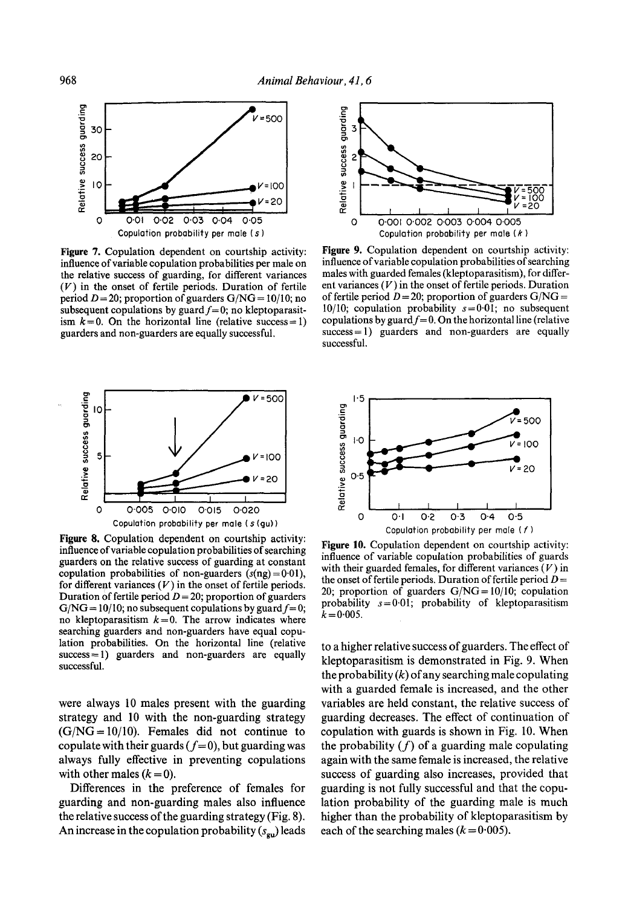Figure 7. Copulation dependent on courtship activity: influence of variable copulation probabilities per male on the relative success of guarding, for different variances ($V$) in the onset of fertile periods. Duration of fertile period $D=20$; proportion of guarders G/NG = 10/10; no subsequent copulations by guard $f=0$; no kleptoparasitism $k=0$. On the horizontal line (relative success = 1) guarders and non-guarders are equally successful.

Figure 9. Copulation dependent on courtship activity: influence of variable copulation probabilities of searching males with guarded females (kleptoparasitism), for different variances ($V$) in the onset of fertile periods. Duration of fertile period $D=20$; proportion of guarders G/NG = 10/10; copulation probability $s=0{\cdot}01$; no subsequent copulations by guard $f=0$. On the horizontal line (relative success = 1) guarders and non-guarders are equally successful.

Figure 8. Copulation dependent on courtship activity: influence of variable copulation probabilities of searching guarders on the relative success of guarding at constant copulation probabilities of non-guarders ($s$(ng) = 0·01), for different variances ($V$) in the onset of fertile periods. Duration of fertile period $D=20$; proportion of guarders G/NG = 10/10; no subsequent copulations by guard $f=0$; no kleptoparasitism $k=0$. The arrow indicates where searching guarders and non-guarders have equal copulation probabilities. On the horizontal line (relative success = 1) guarders and non-guarders are equally successful.

Figure 10. Copulation dependent on courtship activity: influence of variable copulation probabilities of guards with their guarded females, for different variances ($V$) in the onset of fertile periods. Duration of fertile period $D=20$; proportion of guarders G/NG = 10/10; copulation probability $s=0{\cdot}01$; probability of kleptoparasitism $k=0{\cdot}005$.

were always 10 males present with the guarding strategy and 10 with the non-guarding strategy (G/NG = 10/10). Females did not continue to copulate with their guards ($f=0$), but guarding was always fully effective in preventing copulations with other males ($k=0$).

Differences in the preference of females for guarding and non-guarding males also influence the relative success of the guarding strategy (Fig. 8). An increase in the copulation probability ($s_{gu}$) leads to a higher relative success of guarders. The effect of kleptoparasitism is demonstrated in Fig. 9. When the probability ($k$) of any searching male copulating with a guarded female is increased, and the other variables are held constant, the relative success of guarding decreases. The effect of continuation of copulation with guards is shown in Fig. 10. When the probability ($f$) of a guarding male copulating again with the same female is increased, the relative success of guarding also increases, provided that guarding is not fully successful and that the copulation probability of the guarding male is much higher than the probability of kleptoparasitism by each of the searching males ($k=0{\cdot}005$).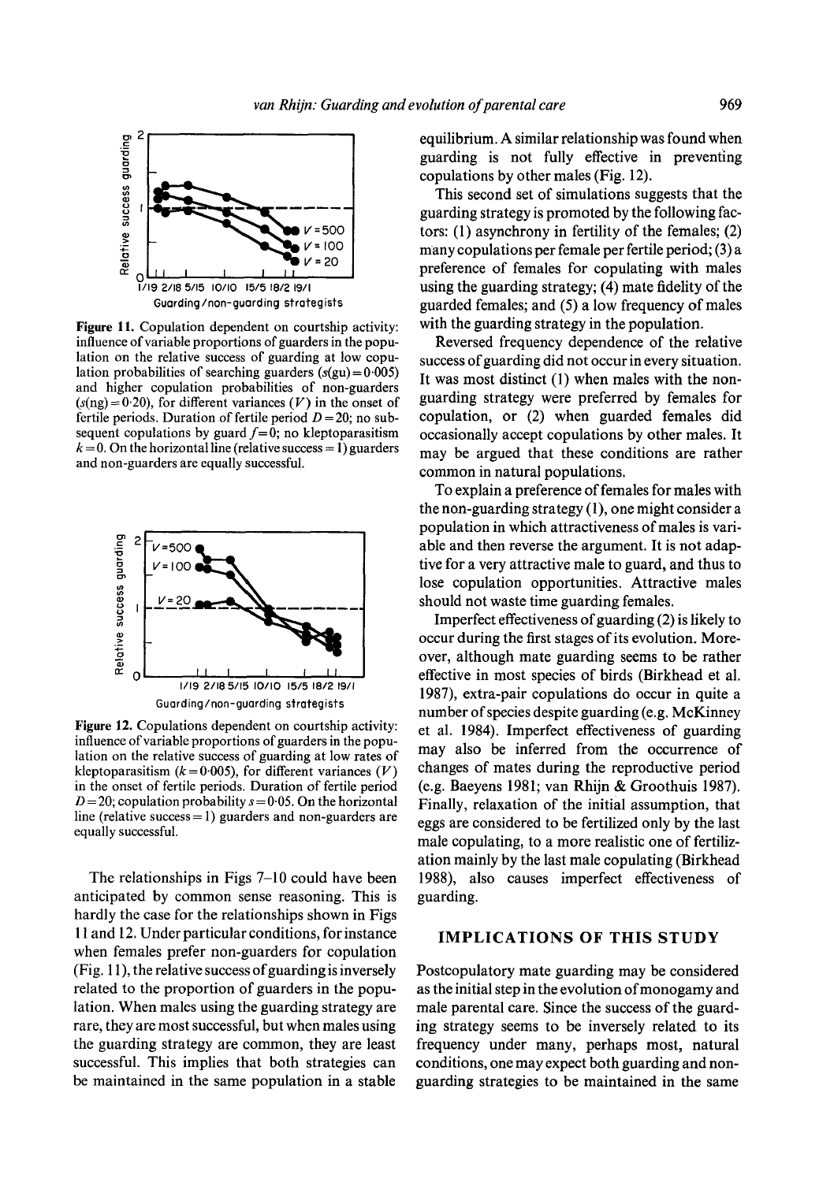Figure 11. Population dependent on courtship activity: influence of variable proportions of guarders in the population on the relative success of guarding at low copulation probabilities of searching guarders ($s$(gu) = 0·005) and higher copulation probabilities of non-guarders ($s$(ng) = 0·20), for different variances ($V$) in the onset of fertile periods. Duration of fertile period $D = 20$; no subsequent copulations by guard $f = 0$; no kleptoparasitism $k = 0$. On the horizontal line (relative success = 1) guarders and non-guarders are equally successful.

Figure 12. Copulations dependent on courtship activity: influence of variable proportions of guarders in the population on the relative success of guarding at low rates of kleptoparasitism ($k = 0·005$), for different variances ($V$) in the onset of fertile periods. Duration of fertile period $D = 20$; copulation probability $s = 0·05$. On the horizontal line (relative success = 1) guarders and non-guarders are equally successful.

The relationships in Figs 7–10 could have been anticipated by common sense reasoning. This is hardly the case for the relationships shown in Figs 11 and 12. Under particular conditions, for instance when females prefer non-guarders for copulation (Fig. 11), the relative success of guarding is inversely related to the proportion of guarders in the population. When males using the guarding strategy are rare, they are most successful, but when males using the guarding strategy are common, they are least successful. This implies that both strategies can be maintained in the same population in a stable equilibrium. A similar relationship was found when guarding is not fully effective in preventing copulations by other males (Fig. 12).

This second set of simulations suggests that the guarding strategy is promoted by the following factors: (1) asynchrony in fertility of the females; (2) many copulations per female per fertile period; (3) a preference of females for copulating with males using the guarding strategy; (4) mate fidelity of the guarded females; and (5) a low frequency of males with the guarding strategy in the population.

Reversed frequency dependence of the relative success of guarding did not occur in every situation. It was most distinct (1) when males with the non-guarding strategy were preferred by females for copulation, or (2) when guarded females did occasionally accept copulations by other males. It may be argued that these conditions are rather common in natural populations.

To explain a preference of females for males with the non-guarding strategy (1), one might consider a population in which attractiveness of males is variable and then reverse the argument. It is not adaptive for a very attractive male to guard, and thus to lose copulation opportunities. Attractive males should not waste time guarding females.

Imperfect effectiveness of guarding (2) is likely to occur during the first stages of its evolution. Moreover, although mate guarding seems to be rather effective in most species of birds (Birkhead et al. 1987), extra-pair copulations do occur in quite a number of species despite guarding (e.g. McKinney et al. 1984). Imperfect effectiveness of guarding may also be inferred from the occurrence of changes of mates during the reproductive period (e.g. Baeyens 1981; van Rhijn & Groothuis 1987). Finally, relaxation of the initial assumption, that eggs are considered to be fertilized only by the last male copulating, to a more realistic one of fertilization mainly by the last male copulating (Birkhead 1988), also causes imperfect effectiveness of guarding.

## IMPLICATIONS OF THIS STUDY

Postcopulatory mate guarding may be considered as the initial step in the evolution of monogamy and male parental care. Since the success of the guarding strategy seems to be inversely related to its frequency under many, perhaps most, natural conditions, one may expect both guarding and non-guarding strategies to be maintained in the same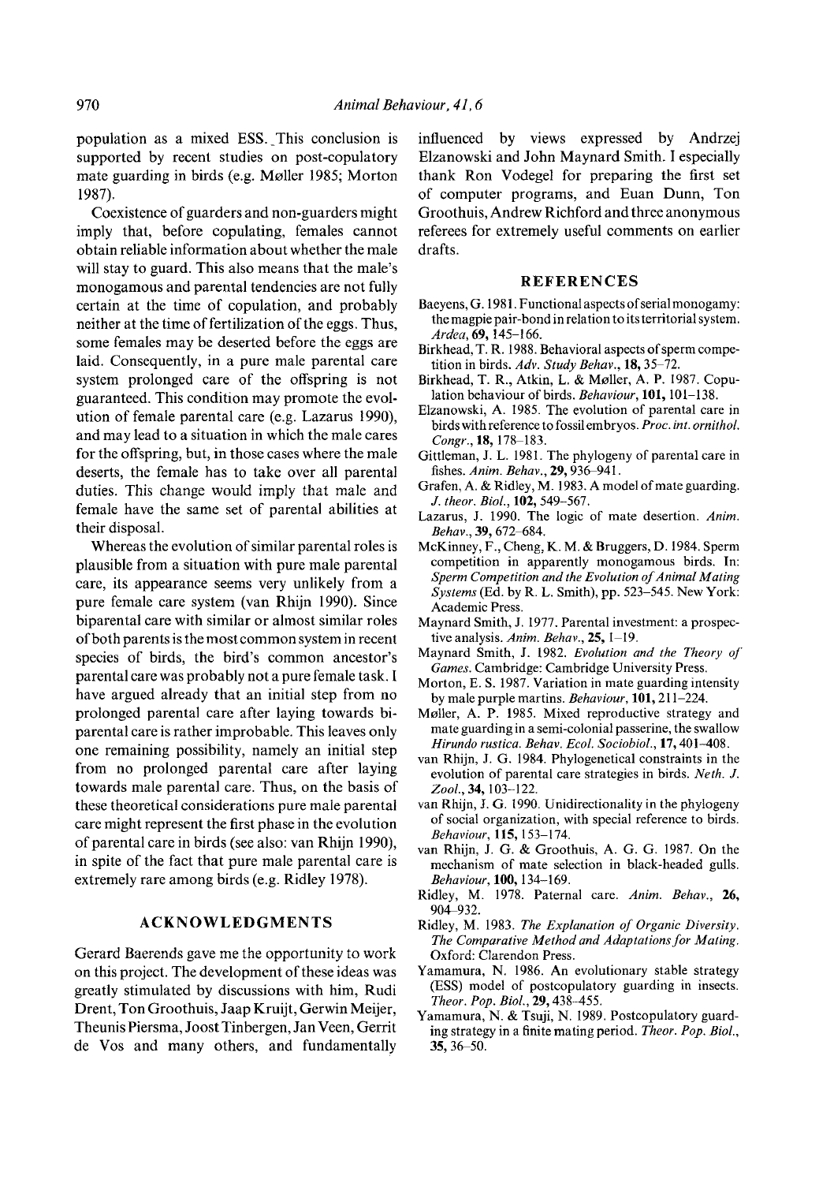population as a mixed ESS. This conclusion is supported by recent studies on post-copulatory mate guarding in birds (e.g. Møller 1985; Morton 1987).

Coexistence of guarders and non-guarders might imply that, before copulating, females cannot obtain reliable information about whether the male will stay to guard. This also means that the male's monogamous and parental tendencies are not fully certain at the time of copulation, and probably neither at the time of fertilization of the eggs. Thus, some females may be deserted before the eggs are laid. Consequently, in a pure male parental care system prolonged care of the offspring is not guaranteed. This condition may promote the evolution of female parental care (e.g. Lazarus 1990), and may lead to a situation in which the male cares for the offspring, but, in those cases where the male deserts, the female has to take over all parental duties. This change would imply that male and female have the same set of parental abilities at their disposal.

Whereas the evolution of similar parental roles is plausible from a situation with pure male parental care, its appearance seems very unlikely from a pure female care system (van Rhijn 1990). Since biparental care with similar or almost similar roles of both parents is the most common system in recent species of birds, the bird's common ancestor's parental care was probably not a pure female task. I have argued already that an initial step from no prolonged parental care after laying towards biparental care is rather improbable. This leaves only one remaining possibility, namely an initial step from no prolonged parental care after laying towards male parental care. Thus, on the basis of these theoretical considerations pure male parental care might represent the first phase in the evolution of parental care in birds (see also: van Rhijn 1990), in spite of the fact that pure male parental care is extremely rare among birds (e.g. Ridley 1978).

## ACKNOWLEDGMENTS

Gerard Baerends gave me the opportunity to work on this project. The development of these ideas was greatly stimulated by discussions with him, Rudi Drent, Ton Groothuis, Jaap Kruijt, Gerwin Meijer, Theunis Piersma, Joost Tinbergen, Jan Veen, Gerrit de Vos and many others, and fundamentally influenced by views expressed by Andrzej Elzanowski and John Maynard Smith. I especially thank Ron Vodegel for preparing the first set of computer programs, and Euan Dunn, Ton Groothuis, Andrew Richford and three anonymous referees for extremely useful comments on earlier drafts.

## REFERENCES

Baeyens, G. 1981. Functional aspects of serial monogamy: the magpie pair-bond in relation to its territorial system. *Ardea*, **69**, 145–166.

Birkhead, T. R. 1988. Behavioral aspects of sperm competition in birds. *Adv. Study Behav.*, **18**, 35–72.

Birkhead, T. R., Atkin, L. & Møller, A. P. 1987. Copulation behaviour of birds. *Behaviour*, **101**, 101–138.

Elzanowski, A. 1985. The evolution of parental care in birds with reference to fossil embryos. *Proc. int. ornithol. Congr.*, **18**, 178–183.

Gittleman, J. L. 1981. The phylogeny of parental care in fishes. *Anim. Behav.*, **29**, 936–941.

Grafen, A. & Ridley, M. 1983. A model of mate guarding. *J. theor. Biol.*, **102**, 549–567.

Lazarus, J. 1990. The logic of mate desertion. *Anim. Behav.*, **39**, 672–684.

McKinney, F., Cheng, K. M. & Bruggers, D. 1984. Sperm competition in apparently monogamous birds. In: *Sperm Competition and the Evolution of Animal Mating Systems* (Ed. by R. L. Smith), pp. 523–545. New York: Academic Press.

Maynard Smith, J. 1977. Parental investment: a prospective analysis. *Anim. Behav.*, **25**, 1–19.

Maynard Smith, J. 1982. *Evolution and the Theory of Games*. Cambridge: Cambridge University Press.

Morton, E. S. 1987. Variation in mate guarding intensity by male purple martins. *Behaviour*, **101**, 211–224.

Møller, A. P. 1985. Mixed reproductive strategy and mate guarding in a semi-colonial passerine, the swallow *Hirundo rustica*. *Behav. Ecol. Sociobiol.*, **17**, 401–408.

van Rhijn, J. G. 1984. Phylogenetical constraints in the evolution of parental care strategies in birds. *Neth. J. Zool.*, **34**, 103–122.

van Rhijn, J. G. 1990. Unidirectionality in the phylogeny of social organization, with special reference to birds. *Behaviour*, **115**, 153–174.

van Rhijn, J. G. & Groothuis, A. G. G. 1987. On the mechanism of mate selection in black-headed gulls. *Behaviour*, **100**, 134–169.

Ridley, M. 1978. Paternal care. *Anim. Behav.*, **26**, 904–932.

Ridley, M. 1983. *The Explanation of Organic Diversity. The Comparative Method and Adaptations for Mating.* Oxford: Clarendon Press.

Yamamura, N. 1986. An evolutionary stable strategy (ESS) model of postcopulatory guarding in insects. *Theor. Pop. Biol.*, **29**, 438–455.

Yamamura, N. & Tsuji, N. 1989. Postcopulatory guarding strategy in a finite mating period. *Theor. Pop. Biol.*, **35**, 36–50.